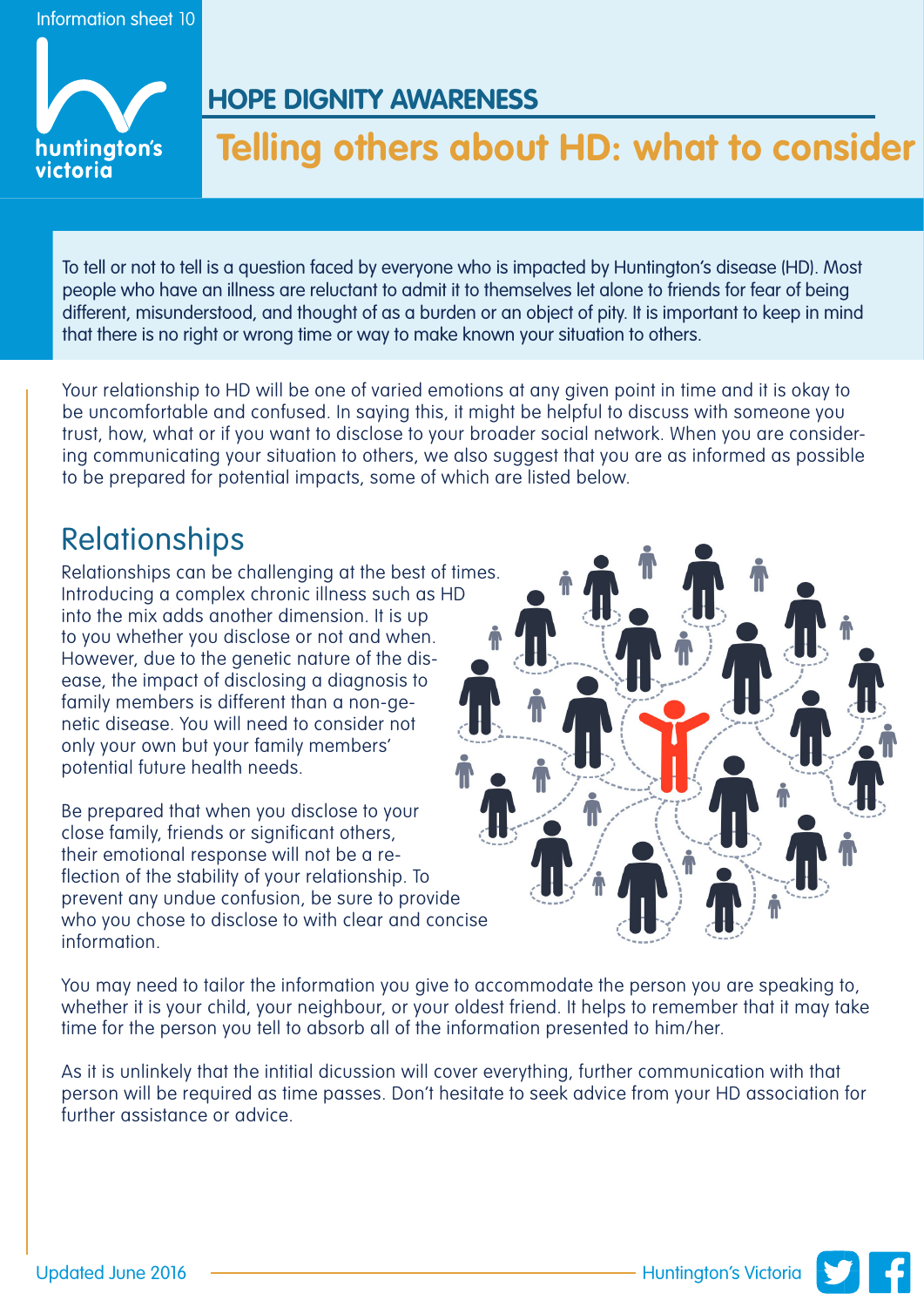Information sheet 10

huntington's victoria

## HOPE DIGNITY AWARENESS

# Telling others about HD: what to consider

To tell or not to tell is a question faced by everyone who is impacted by Huntington's disease (HD). Most people who have an illness are reluctant to admit it to themselves let alone to friends for fear of being different, misunderstood, and thought of as a burden or an object of pity. It is important to keep in mind that there is no right or wrong time or way to make known your situation to others.

Your relationship to HD will be one of varied emotions at any given point in time and it is okay to be uncomfortable and confused. In saying this, it might be helpful to discuss with someone you trust, how, what or if you want to disclose to your broader social network. When you are considering communicating your situation to others, we also suggest that you are as informed as possible to be prepared for potential impacts, some of which are listed below.

## Relationships

Relationships can be challenging at the best of times. Introducing a complex chronic illness such as HD into the mix adds another dimension. It is up to you whether you disclose or not and when. However, due to the genetic nature of the disease, the impact of disclosing a diagnosis to family members is different than a non-genetic disease. You will need to consider not only your own but your family members' potential future health needs.

Be prepared that when you disclose to your close family, friends or significant others, their emotional response will not be a reflection of the stability of your relationship. To prevent any undue confusion, be sure to provide who you chose to disclose to with clear and concise information.

You may need to tailor the information you give to accommodate the person you are speaking to, whether it is your child, your neighbour, or your oldest friend. It helps to remember that it may take time for the person you tell to absorb all of the information presented to him/her.

As it is unlikely that the intitial dicussion will cover everything, further communication with that person will be required as time passes. Don't hesitate to seek advice from your HD association for further assistance or advice.

Updated June 2016 Huntington's Victoria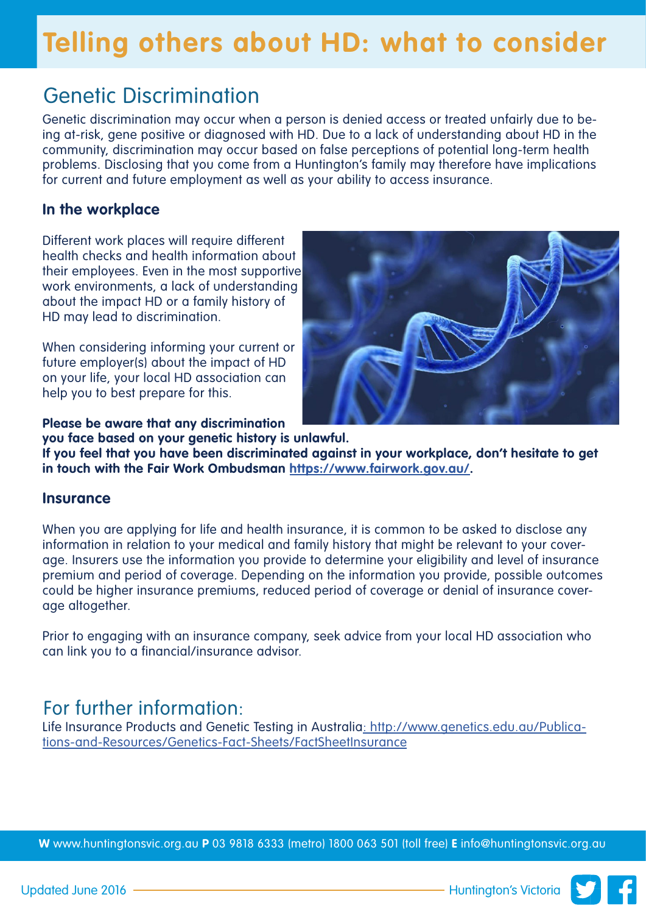# Telling others about HD: what to consider

## Genetic Discrimination

Genetic discrimination may occur when a person is denied access or treated unfairly due to being at-risk, gene positive or diagnosed with HD. Due to a lack of understanding about HD in the community, discrimination may occur based on false perceptions of potential long-term health problems. Disclosing that you come from a Huntington's family may therefore have implications for current and future employment as well as your ability to access insurance.

### In the workplace

Different work places will require different health checks and health information about their employees. Even in the most supportive work environments, a lack of understanding about the impact HD or a family history of HD may lead to discrimination.

When considering informing your current or future employer(s) about the impact of HD on your life, your local HD association can help you to best prepare for this.

**Please be aware that any discrimination you face based on your genetic history is unlawful.**
**If you feel that you have been discriminated against in your workplace, don't hesitate to get in touch with the Fair Work Ombudsman [https://www.fairwork.gov.au/](https://www.fairwork.gov.au/).**

### Insurance

When you are applying for life and health insurance, it is common to be asked to disclose any information in relation to your medical and family history that might be relevant to your coverage. Insurers use the information you provide to determine your eligibility and level of insurance premium and period of coverage. Depending on the information you provide, possible outcomes could be higher insurance premiums, reduced period of coverage or denial of insurance coverage altogether.

Prior to engaging with an insurance company, seek advice from your local HD association who can link you to a financial/insurance advisor.

## For further information:

Life Insurance Products and Genetic Testing in Australia: [http://www.genetics.edu.au/Publications-and-Resources/Genetics-Fact-Sheets/FactSheetInsurance](http://www.genetics.edu.au/Publications-and-Resources/Genetics-Fact-Sheets/FactSheetInsurance)

**W** www.huntingtonsvic.org.au **P** 03 9818 6333 (metro) 1800 063 501 (toll free) **E** info@huntingtonsvic.org.au

Updated June 2016 — Huntington's Victoria